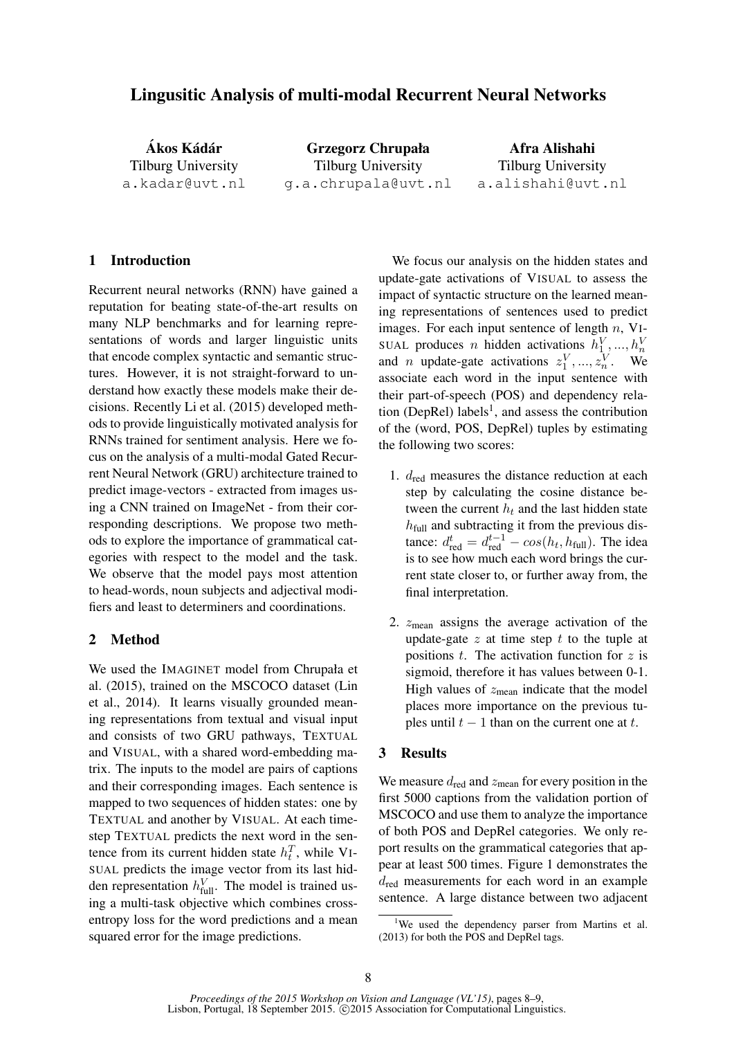# Lingusitic Analysis of multi-modal Recurrent Neural Networks

**Ákos Kádár**
Tilburg University
a.kadar@uvt.nl

**Grzegorz Chrupała**
Tilburg University
g.a.chrupala@uvt.nl

**Afra Alishahi**
Tilburg University
a.alishahi@uvt.nl

## 1 Introduction

Recurrent neural networks (RNN) have gained a reputation for beating state-of-the-art results on many NLP benchmarks and for learning representations of words and larger linguistic units that encode complex syntactic and semantic structures. However, it is not straight-forward to understand how exactly these models make their decisions. Recently Li et al. (2015) developed methods to provide linguistically motivated analysis for RNNs trained for sentiment analysis. Here we focus on the analysis of a multi-modal Gated Recurrent Neural Network (GRU) architecture trained to predict image-vectors - extracted from images using a CNN trained on ImageNet - from their corresponding descriptions. We propose two methods to explore the importance of grammatical categories with respect to the model and the task. We observe that the model pays most attention to head-words, noun subjects and adjectival modifiers and least to determiners and coordinations.

## 2 Method

We used the IMAGINET model from Chrupała et al. (2015), trained on the MSCOCO dataset (Lin et al., 2014). It learns visually grounded meaning representations from textual and visual input and consists of two GRU pathways, TEXTUAL and VISUAL, with a shared word-embedding matrix. The inputs to the model are pairs of captions and their corresponding images. Each sentence is mapped to two sequences of hidden states: one by TEXTUAL and another by VISUAL. At each timestep TEXTUAL predicts the next word in the sentence from its current hidden state $h_t^T$, while VISUAL predicts the image vector from its last hidden representation $h_{\text{full}}^V$. The model is trained using a multi-task objective which combines cross-entropy loss for the word predictions and a mean squared error for the image predictions.

We focus our analysis on the hidden states and update-gate activations of VISUAL to assess the impact of syntactic structure on the learned meaning representations of sentences used to predict images. For each input sentence of length $n$, VISUAL produces $n$ hidden activations $h_1^V, ..., h_n^V$ and $n$ update-gate activations $z_1^V, ..., z_n^V$. We associate each word in the input sentence with their part-of-speech (POS) and dependency relation (DepRel) labels[1], and assess the contribution of the (word, POS, DepRel) tuples by estimating the following two scores:

1. $d_{\text{red}}$ measures the distance reduction at each step by calculating the cosine distance between the current $h_t$ and the last hidden state $h_{\text{full}}$ and subtracting it from the previous distance: $d_{\text{red}}^t = d_{\text{red}}^{t-1} - cos(h_t, h_{\text{full}})$. The idea is to see how much each word brings the current state closer to, or further away from, the final interpretation.

2. $z_{\text{mean}}$ assigns the average activation of the update-gate $z$ at time step $t$ to the tuple at positions $t$. The activation function for $z$ is sigmoid, therefore it has values between 0-1. High values of $z_{\text{mean}}$ indicate that the model places more importance on the previous tuples until $t-1$ than on the current one at $t$.

## 3 Results

We measure $d_{\text{red}}$ and $z_{\text{mean}}$ for every position in the first 5000 captions from the validation portion of MSCOCO and use them to analyze the importance of both POS and DepRel categories. We only report results on the grammatical categories that appear at least 500 times. Figure 1 demonstrates the $d_{\text{red}}$ measurements for each word in an example sentence. A large distance between two adjacent

[1] We used the dependency parser from Martins et al. (2013) for both the POS and DepRel tags.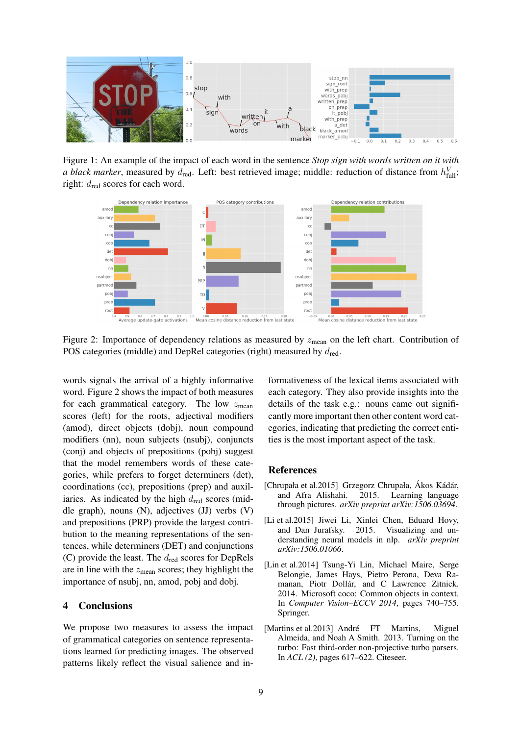stop_nn
sign_root
with_prep
words_pobj
written_prep
on_prep
it_pobj
with_prep
a_det
black_amod
marker_pobj

Figure 1: An example of the impact of each word in the sentence *Stop sign with words written on it with a black marker*, measured by $d_{\text{red}}$. Left: best retrieved image; middle: reduction of distance from $h^V_{\text{full}}$; right: $d_{\text{red}}$ scores for each word.

Dependency relation importance
Average update-gate activations

POS category contributions
Mean cosine distance reduction from last state

Dependency relation contributions
Mean cosine distance reduction from last state

Figure 2: Importance of dependency relations as measured by $z_{\text{mean}}$ on the left chart. Contribution of POS categories (middle) and DepRel categories (right) measured by $d_{\text{red}}$.

words signals the arrival of a highly informative word. Figure 2 shows the impact of both measures for each grammatical category. The low $z_{\text{mean}}$ scores (left) for the roots, adjectival modifiers (amod), direct objects (dobj), noun compound modifiers (nn), noun subjects (nsubj), conjuncts (conj) and objects of prepositions (pobj) suggest that the model remembers words of these categories, while prefers to forget determiners (det), coordinations (cc), prepositions (prep) and auxiliaries. As indicated by the high $d_{\text{red}}$ scores (middle graph), nouns (N), adjectives (JJ) verbs (V) and prepositions (PRP) provide the largest contribution to the meaning representations of the sentences, while determiners (DET) and conjunctions (C) provide the least. The $d_{\text{red}}$ scores for DepRels are in line with the $z_{\text{mean}}$ scores; they highlight the importance of nsubj, nn, amod, pobj and dobj.

## 4 Conclusions

We propose two measures to assess the impact of grammatical categories on sentence representations learned for predicting images. The observed patterns likely reflect the visual salience and informativeness of the lexical items associated with each category. They also provide insights into the details of the task e.g.: nouns came out significantly more important then other content word categories, indicating that predicting the correct entities is the most important aspect of the task.

## References

[Chrupała et al.2015] Grzegorz Chrupała, Ákos Kádár, and Afra Alishahi. 2015. Learning language through pictures. *arXiv preprint arXiv:1506.03694*.

[Li et al.2015] Jiwei Li, Xinlei Chen, Eduard Hovy, and Dan Jurafsky. 2015. Visualizing and understanding neural models in nlp. *arXiv preprint arXiv:1506.01066*.

[Lin et al.2014] Tsung-Yi Lin, Michael Maire, Serge Belongie, James Hays, Pietro Perona, Deva Ramanan, Piotr Dollár, and C Lawrence Zitnick. 2014. Microsoft coco: Common objects in context. In *Computer Vision–ECCV 2014*, pages 740–755. Springer.

[Martins et al.2013] André FT Martins, Miguel Almeida, and Noah A Smith. 2013. Turning on the turbo: Fast third-order non-projective turbo parsers. In *ACL (2)*, pages 617–622. Citeseer.